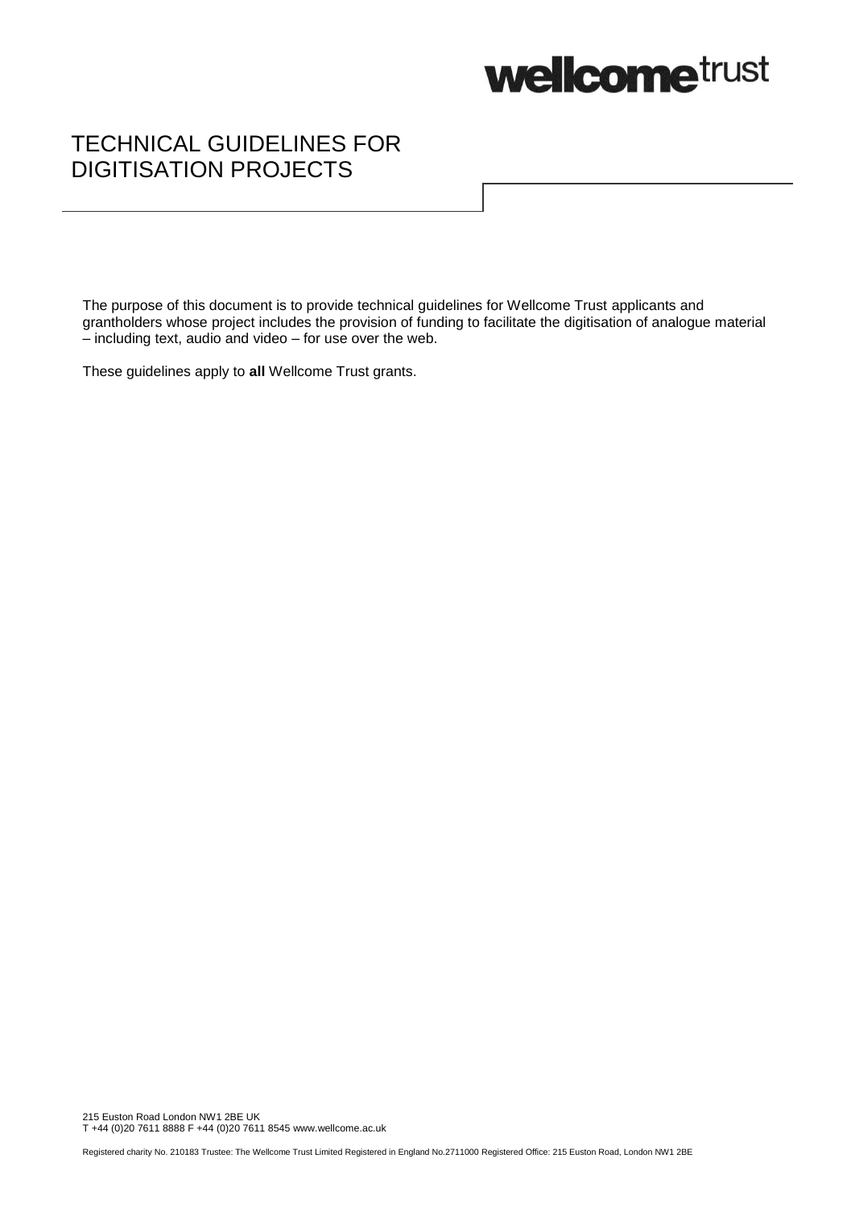# TECHNICAL GUIDELINES FOR DIGITISATION PROJECTS

The purpose of this document is to provide technical guidelines for Wellcome Trust applicants and grantholders whose project includes the provision of funding to facilitate the digitisation of analogue material – including text, audio and video – for use over the web.

These guidelines apply to **all** Wellcome Trust grants.

215 Euston Road London NW1 2BE UK
T +44 (0)20 7611 8888 F +44 (0)20 7611 8545 www.wellcome.ac.uk

Registered charity No. 210183 Trustee: The Wellcome Trust Limited Registered in England No.2711000 Registered Office: 215 Euston Road, London NW1 2BE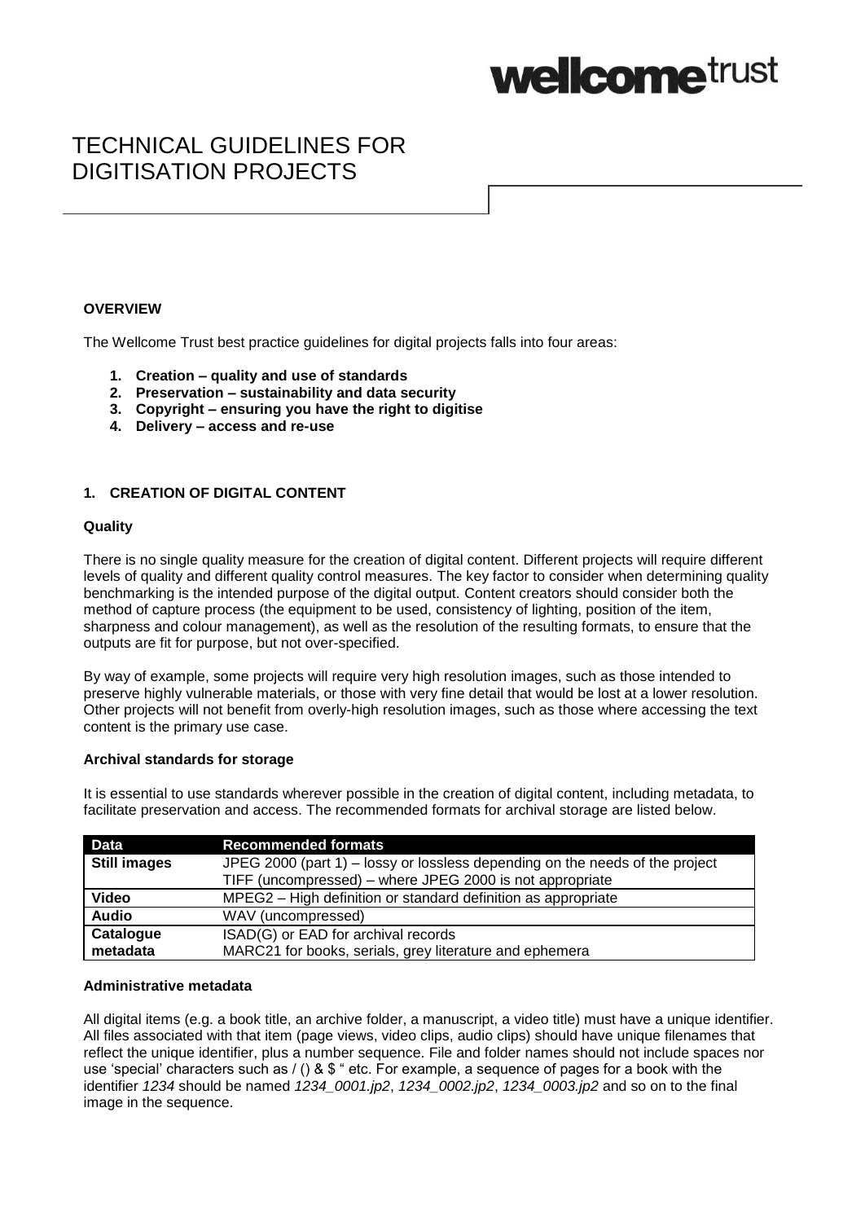# TECHNICAL GUIDELINES FOR DIGITISATION PROJECTS

## OVERVIEW

The Wellcome Trust best practice guidelines for digital projects falls into four areas:

1. **Creation – quality and use of standards**
2. **Preservation – sustainability and data security**
3. **Copyright – ensuring you have the right to digitise**
4. **Delivery – access and re-use**

## 1. CREATION OF DIGITAL CONTENT

### Quality

There is no single quality measure for the creation of digital content. Different projects will require different levels of quality and different quality control measures. The key factor to consider when determining quality benchmarking is the intended purpose of the digital output. Content creators should consider both the method of capture process (the equipment to be used, consistency of lighting, position of the item, sharpness and colour management), as well as the resolution of the resulting formats, to ensure that the outputs are fit for purpose, but not over-specified.

By way of example, some projects will require very high resolution images, such as those intended to preserve highly vulnerable materials, or those with very fine detail that would be lost at a lower resolution. Other projects will not benefit from overly-high resolution images, such as those where accessing the text content is the primary use case.

### Archival standards for storage

It is essential to use standards wherever possible in the creation of digital content, including metadata, to facilitate preservation and access. The recommended formats for archival storage are listed below.

| Data | Recommended formats |
|---|---|
| **Still images** | JPEG 2000 (part 1) – lossy or lossless depending on the needs of the project<br>TIFF (uncompressed) – where JPEG 2000 is not appropriate |
| **Video** | MPEG2 – High definition or standard definition as appropriate |
| **Audio** | WAV (uncompressed) |
| **Catalogue metadata** | ISAD(G) or EAD for archival records<br>MARC21 for books, serials, grey literature and ephemera |

### Administrative metadata

All digital items (e.g. a book title, an archive folder, a manuscript, a video title) must have a unique identifier. All files associated with that item (page views, video clips, audio clips) should have unique filenames that reflect the unique identifier, plus a number sequence. File and folder names should not include spaces nor use 'special' characters such as / () & $ " etc. For example, a sequence of pages for a book with the identifier *1234* should be named *1234_0001.jp2*, *1234_0002.jp2*, *1234_0003.jp2* and so on to the final image in the sequence.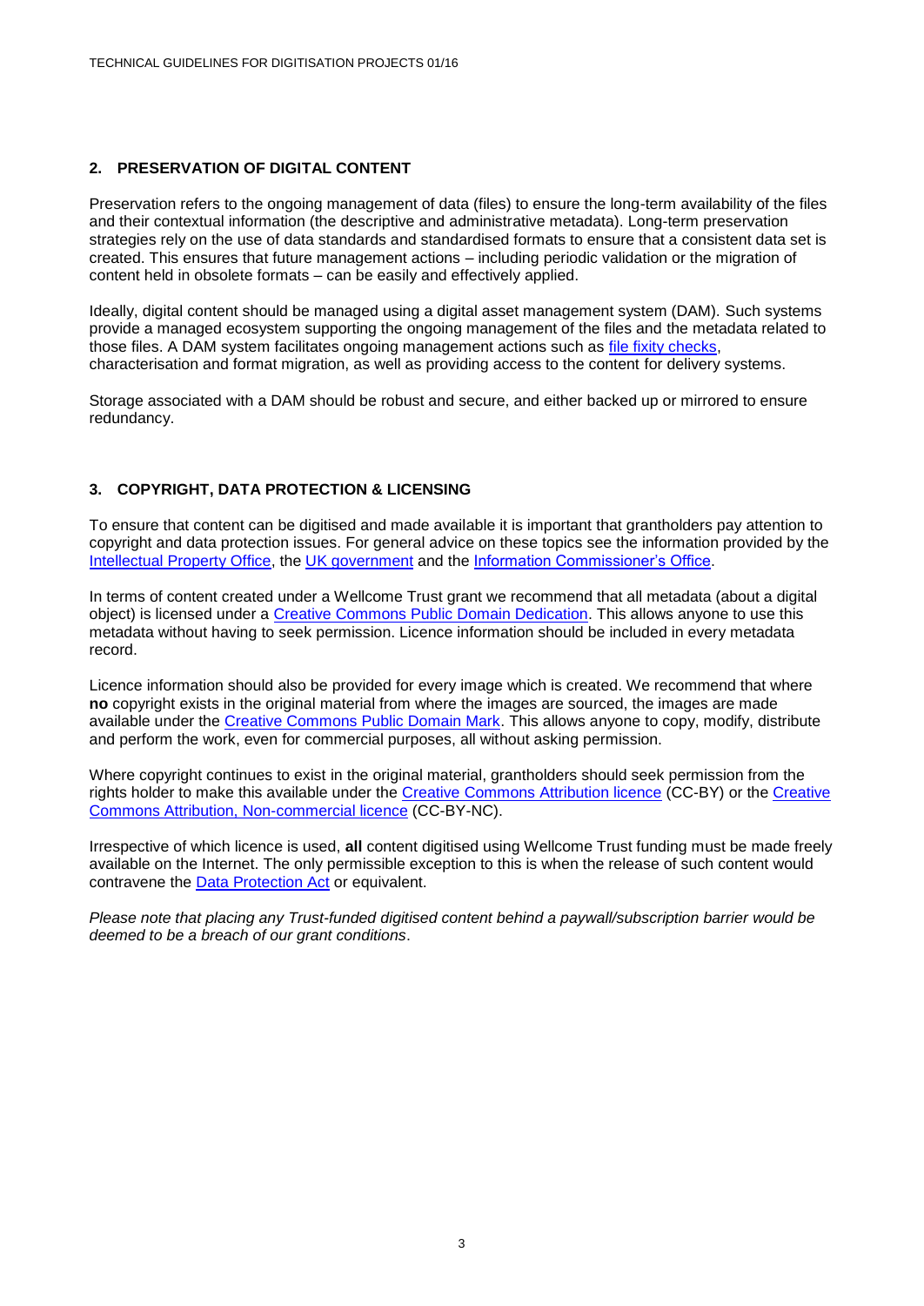## 2. PRESERVATION OF DIGITAL CONTENT

Preservation refers to the ongoing management of data (files) to ensure the long-term availability of the files and their contextual information (the descriptive and administrative metadata). Long-term preservation strategies rely on the use of data standards and standardised formats to ensure that a consistent data set is created. This ensures that future management actions – including periodic validation or the migration of content held in obsolete formats – can be easily and effectively applied.

Ideally, digital content should be managed using a digital asset management system (DAM). Such systems provide a managed ecosystem supporting the ongoing management of the files and the metadata related to those files. A DAM system facilitates ongoing management actions such as file fixity checks, characterisation and format migration, as well as providing access to the content for delivery systems.

Storage associated with a DAM should be robust and secure, and either backed up or mirrored to ensure redundancy.

## 3. COPYRIGHT, DATA PROTECTION & LICENSING

To ensure that content can be digitised and made available it is important that grantholders pay attention to copyright and data protection issues. For general advice on these topics see the information provided by the Intellectual Property Office, the UK government and the Information Commissioner's Office.

In terms of content created under a Wellcome Trust grant we recommend that all metadata (about a digital object) is licensed under a Creative Commons Public Domain Dedication. This allows anyone to use this metadata without having to seek permission. Licence information should be included in every metadata record.

Licence information should also be provided for every image which is created. We recommend that where **no** copyright exists in the original material from where the images are sourced, the images are made available under the Creative Commons Public Domain Mark. This allows anyone to copy, modify, distribute and perform the work, even for commercial purposes, all without asking permission.

Where copyright continues to exist in the original material, grantholders should seek permission from the rights holder to make this available under the Creative Commons Attribution licence (CC-BY) or the Creative Commons Attribution, Non-commercial licence (CC-BY-NC).

Irrespective of which licence is used, **all** content digitised using Wellcome Trust funding must be made freely available on the Internet. The only permissible exception to this is when the release of such content would contravene the Data Protection Act or equivalent.

*Please note that placing any Trust-funded digitised content behind a paywall/subscription barrier would be deemed to be a breach of our grant conditions*.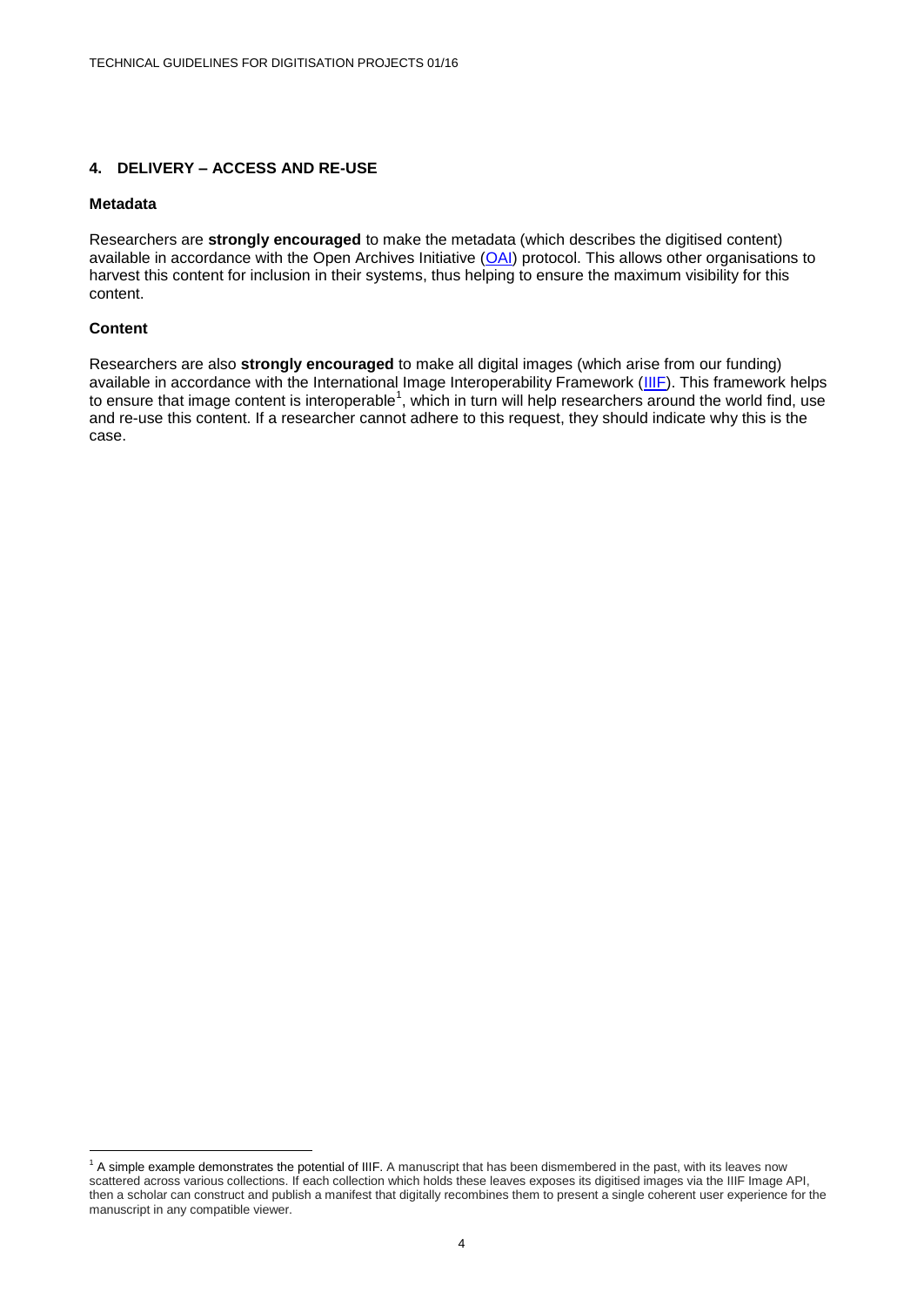## 4. DELIVERY – ACCESS AND RE-USE

### Metadata

Researchers are **strongly encouraged** to make the metadata (which describes the digitised content) available in accordance with the Open Archives Initiative (OAI) protocol. This allows other organisations to harvest this content for inclusion in their systems, thus helping to ensure the maximum visibility for this content.

### Content

Researchers are also **strongly encouraged** to make all digital images (which arise from our funding) available in accordance with the International Image Interoperability Framework (IIIF). This framework helps to ensure that image content is interoperable[1], which in turn will help researchers around the world find, use and re-use this content. If a researcher cannot adhere to this request, they should indicate why this is the case.

---

[1] A simple example demonstrates the potential of IIIF. A manuscript that has been dismembered in the past, with its leaves now scattered across various collections. If each collection which holds these leaves exposes its digitised images via the IIIF Image API, then a scholar can construct and publish a manifest that digitally recombines them to present a single coherent user experience for the manuscript in any compatible viewer.